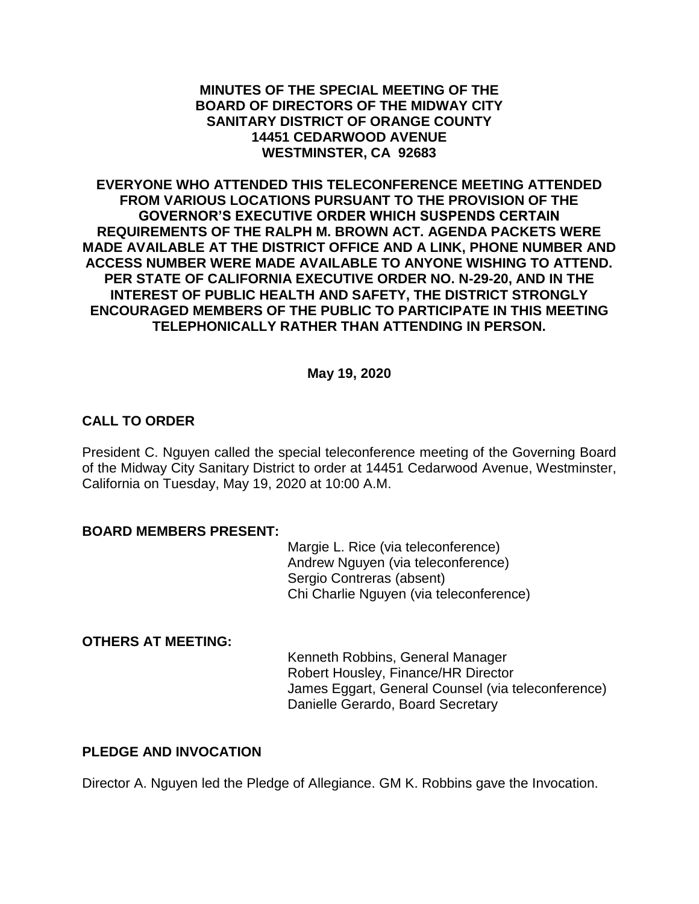**MINUTES OF THE SPECIAL MEETING OF THE BOARD OF DIRECTORS OF THE MIDWAY CITY SANITARY DISTRICT OF ORANGE COUNTY 14451 CEDARWOOD AVENUE WESTMINSTER, CA 92683**

**EVERYONE WHO ATTENDED THIS TELECONFERENCE MEETING ATTENDED FROM VARIOUS LOCATIONS PURSUANT TO THE PROVISION OF THE GOVERNOR'S EXECUTIVE ORDER WHICH SUSPENDS CERTAIN REQUIREMENTS OF THE RALPH M. BROWN ACT. AGENDA PACKETS WERE MADE AVAILABLE AT THE DISTRICT OFFICE AND A LINK, PHONE NUMBER AND ACCESS NUMBER WERE MADE AVAILABLE TO ANYONE WISHING TO ATTEND. PER STATE OF CALIFORNIA EXECUTIVE ORDER NO. N-29-20, AND IN THE INTEREST OF PUBLIC HEALTH AND SAFETY, THE DISTRICT STRONGLY ENCOURAGED MEMBERS OF THE PUBLIC TO PARTICIPATE IN THIS MEETING TELEPHONICALLY RATHER THAN ATTENDING IN PERSON.**

**May 19, 2020**

## CALL TO ORDER

President C. Nguyen called the special teleconference meeting of the Governing Board of the Midway City Sanitary District to order at 14451 Cedarwood Avenue, Westminster, California on Tuesday, May 19, 2020 at 10:00 A.M.

## BOARD MEMBERS PRESENT:

Margie L. Rice (via teleconference)
Andrew Nguyen (via teleconference)
Sergio Contreras (absent)
Chi Charlie Nguyen (via teleconference)

## OTHERS AT MEETING:

Kenneth Robbins, General Manager
Robert Housley, Finance/HR Director
James Eggart, General Counsel (via teleconference)
Danielle Gerardo, Board Secretary

## PLEDGE AND INVOCATION

Director A. Nguyen led the Pledge of Allegiance. GM K. Robbins gave the Invocation.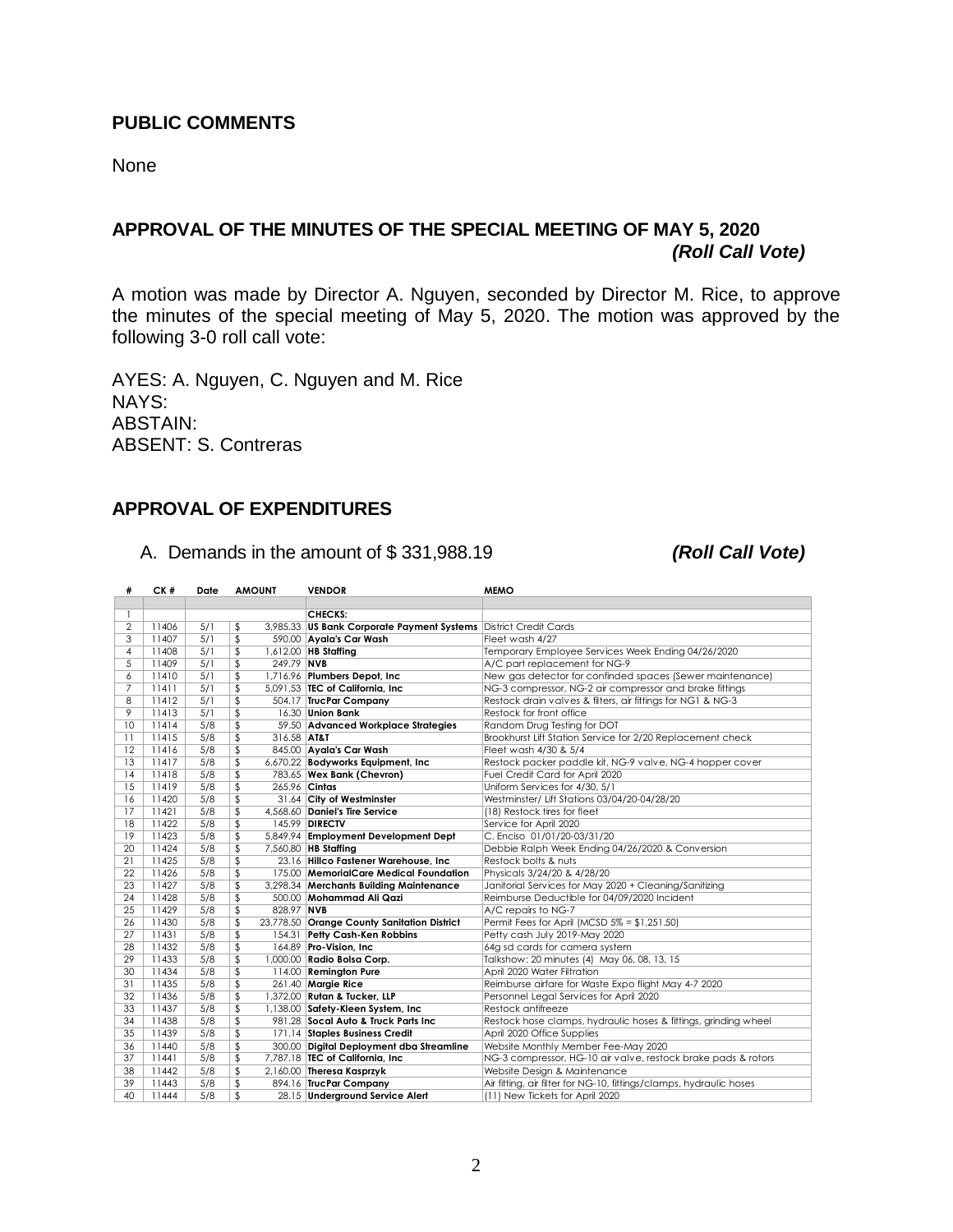## PUBLIC COMMENTS

None

## APPROVAL OF THE MINUTES OF THE SPECIAL MEETING OF MAY 5, 2020
***(Roll Call Vote)***

A motion was made by Director A. Nguyen, seconded by Director M. Rice, to approve the minutes of the special meeting of May 5, 2020. The motion was approved by the following 3-0 roll call vote:

AYES: A. Nguyen, C. Nguyen and M. Rice
NAYS:
ABSTAIN:
ABSENT: S. Contreras

## APPROVAL OF EXPENDITURES

A. Demands in the amount of $ 331,988.19 ***(Roll Call Vote)***

| # | CK # | Date | AMOUNT | VENDOR | MEMO |
|---|---|---|---|---|---|
| 1 | | | | **CHECKS:** | |
| 2 | 11406 | 5/1 | $ 3,985.33 | **US Bank Corporate Payment Systems** | District Credit Cards |
| 3 | 11407 | 5/1 | $ 590.00 | **Ayala's Car Wash** | Fleet wash 4/27 |
| 4 | 11408 | 5/1 | $ 1,612.00 | **HB Staffing** | Temporary Employee Services Week Ending 04/26/2020 |
| 5 | 11409 | 5/1 | $ 249.79 | **NVB** | A/C part replacement for NG-9 |
| 6 | 11410 | 5/1 | $ 1,716.96 | **Plumbers Depot, Inc** | New gas detector for confinded spaces (Sewer maintenance) |
| 7 | 11411 | 5/1 | $ 5,091.53 | **TEC of California, Inc** | NG-3 compressor, NG-2 air compressor and brake fittings |
| 8 | 11412 | 5/1 | $ 504.17 | **TrucPar Company** | Restock drain valves & filters, air fittings for NG1 & NG-3 |
| 9 | 11413 | 5/1 | $ 16.30 | **Union Bank** | Restock for front office |
| 10 | 11414 | 5/8 | $ 59.50 | **Advanced Workplace Strategies** | Random Drug Testing for DOT |
| 11 | 11415 | 5/8 | $ 316.58 | **AT&T** | Brookhurst Lift Station Service for 2/20 Replacement check |
| 12 | 11416 | 5/8 | $ 845.00 | **Ayala's Car Wash** | Fleet wash 4/30 & 5/4 |
| 13 | 11417 | 5/8 | $ 6,670.22 | **Bodyworks Equipment, Inc** | Restock packer paddle kit, NG-9 valve, NG-4 hopper cover |
| 14 | 11418 | 5/8 | $ 783.65 | **Wex Bank (Chevron)** | Fuel Credit Card for April 2020 |
| 15 | 11419 | 5/8 | $ 265.96 | **Cintas** | Uniform Services for 4/30, 5/1 |
| 16 | 11420 | 5/8 | $ 31.64 | **City of Westminster** | Westminster/ Lift Stations 03/04/20-04/28/20 |
| 17 | 11421 | 5/8 | $ 4,568.60 | **Daniel's Tire Service** | (18) Restock tires for fleet |
| 18 | 11422 | 5/8 | $ 145.99 | **DIRECTV** | Service for April 2020 |
| 19 | 11423 | 5/8 | $ 5,849.94 | **Employment Development Dept** | C. Enciso 01/01/20-03/31/20 |
| 20 | 11424 | 5/8 | $ 7,560.80 | **HB Staffing** | Debbie Ralph Week Ending 04/26/2020 & Conversion |
| 21 | 11425 | 5/8 | $ 23.16 | **Hillco Fastener Warehouse, Inc** | Restock bolts & nuts |
| 22 | 11426 | 5/8 | $ 175.00 | **MemorialCare Medical Foundation** | Physicals 3/24/20 & 4/28/20 |
| 23 | 11427 | 5/8 | $ 3,298.34 | **Merchants Building Maintenance** | Janitorial Services for May 2020 + Cleaning/Sanitizing |
| 24 | 11428 | 5/8 | $ 500.00 | **Mohammad Ali Qazi** | Reimburse Deductible for 04/09/2020 Incident |
| 25 | 11429 | 5/8 | $ 828.97 | **NVB** | A/C repairs to NG-7 |
| 26 | 11430 | 5/8 | $ 23,778.50 | **Orange County Sanitation District** | Permit Fees for April (MCSD 5% = $1,251.50) |
| 27 | 11431 | 5/8 | $ 154.31 | **Petty Cash-Ken Robbins** | Petty cash July 2019-May 2020 |
| 28 | 11432 | 5/8 | $ 164.89 | **Pro-Vision, Inc** | 64g sd cards for camera system |
| 29 | 11433 | 5/8 | $ 1,000.00 | **Radio Bolsa Corp.** | Talkshow: 20 minutes (4) May 06, 08, 13, 15 |
| 30 | 11434 | 5/8 | $ 114.00 | **Remington Pure** | April 2020 Water Filtration |
| 31 | 11435 | 5/8 | $ 261.40 | **Margie Rice** | Reimburse airfare for Waste Expo flight May 4-7 2020 |
| 32 | 11436 | 5/8 | $ 1,372.00 | **Rutan & Tucker, LLP** | Personnel Legal Services for April 2020 |
| 33 | 11437 | 5/8 | $ 1,138.00 | **Safety-Kleen System, Inc** | Restock antifreeze |
| 34 | 11438 | 5/8 | $ 981.28 | **Socal Auto & Truck Parts Inc** | Restock hose clamps, hydraulic hoses & fittings, grinding wheel |
| 35 | 11439 | 5/8 | $ 171.14 | **Staples Business Credit** | April 2020 Office Supplies |
| 36 | 11440 | 5/8 | $ 300.00 | **Digital Deployment dba Streamline** | Website Monthly Member Fee-May 2020 |
| 37 | 11441 | 5/8 | $ 7,787.18 | **TEC of California, Inc** | NG-3 compressor, HG-10 air valve, restock brake pads & rotors |
| 38 | 11442 | 5/8 | $ 2,160.00 | **Theresa Kasprzyk** | Website Design & Maintenance |
| 39 | 11443 | 5/8 | $ 894.16 | **TrucPar Company** | Air fitting, air filter for NG-10, fittings/clamps, hydraulic hoses |
| 40 | 11444 | 5/8 | $ 28.15 | **Underground Service Alert** | (11) New Tickets for April 2020 |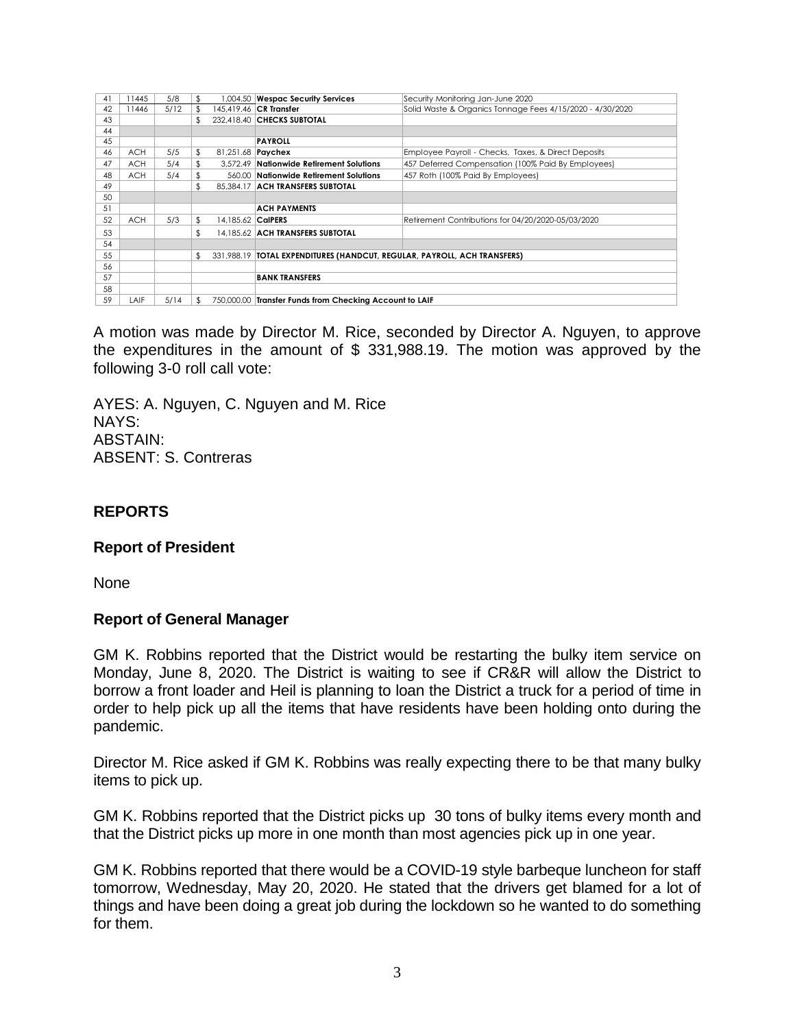| 41 | 11445 | 5/8 | $ | 1,004.50 | **Wespac Security Services** | Security Monitoring Jan-June 2020 |
|---|---|---|---|---|---|---|
| 42 | 11446 | 5/12 | $ | 145,419.46 | **CR Transfer** | Solid Waste & Organics Tonnage Fees 4/15/2020 - 4/30/2020 |
| 43 | | | $ | 232,418.40 | **CHECKS SUBTOTAL** | |
| 44 | | | | | | |
| 45 | | | | | **PAYROLL** | |
| 46 | ACH | 5/5 | $ | 81,251.68 | **Paychex** | Employee Payroll - Checks, Taxes, & Direct Deposits |
| 47 | ACH | 5/4 | $ | 3,572.49 | **Nationwide Retirement Solutions** | 457 Deferred Compensation (100% Paid By Employees) |
| 48 | ACH | 5/4 | $ | 560.00 | **Nationwide Retirement Solutions** | 457 Roth (100% Paid By Employees) |
| 49 | | | $ | 85,384.17 | **ACH TRANSFERS SUBTOTAL** | |
| 50 | | | | | | |
| 51 | | | | | **ACH PAYMENTS** | |
| 52 | ACH | 5/3 | $ | 14,185.62 | **CalPERS** | Retirement Contributions for 04/20/2020-05/03/2020 |
| 53 | | | $ | 14,185.62 | **ACH TRANSFERS SUBTOTAL** | |
| 54 | | | | | | |
| 55 | | | $ | 331,988.19 | **TOTAL EXPENDITURES (HANDCUT, REGULAR, PAYROLL, ACH TRANSFERS)** | |
| 56 | | | | | | |
| 57 | | | | | **BANK TRANSFERS** | |
| 58 | | | | | | |
| 59 | LAIF | 5/14 | $ | 750,000.00 | **Transfer Funds from Checking Account to LAIF** | |

A motion was made by Director M. Rice, seconded by Director A. Nguyen, to approve the expenditures in the amount of $ 331,988.19. The motion was approved by the following 3-0 roll call vote:

AYES: A. Nguyen, C. Nguyen and M. Rice
NAYS:
ABSTAIN:
ABSENT: S. Contreras

## REPORTS

### Report of President

None

### Report of General Manager

GM K. Robbins reported that the District would be restarting the bulky item service on Monday, June 8, 2020. The District is waiting to see if CR&R will allow the District to borrow a front loader and Heil is planning to loan the District a truck for a period of time in order to help pick up all the items that have residents have been holding onto during the pandemic.

Director M. Rice asked if GM K. Robbins was really expecting there to be that many bulky items to pick up.

GM K. Robbins reported that the District picks up 30 tons of bulky items every month and that the District picks up more in one month than most agencies pick up in one year.

GM K. Robbins reported that there would be a COVID-19 style barbeque luncheon for staff tomorrow, Wednesday, May 20, 2020. He stated that the drivers get blamed for a lot of things and have been doing a great job during the lockdown so he wanted to do something for them.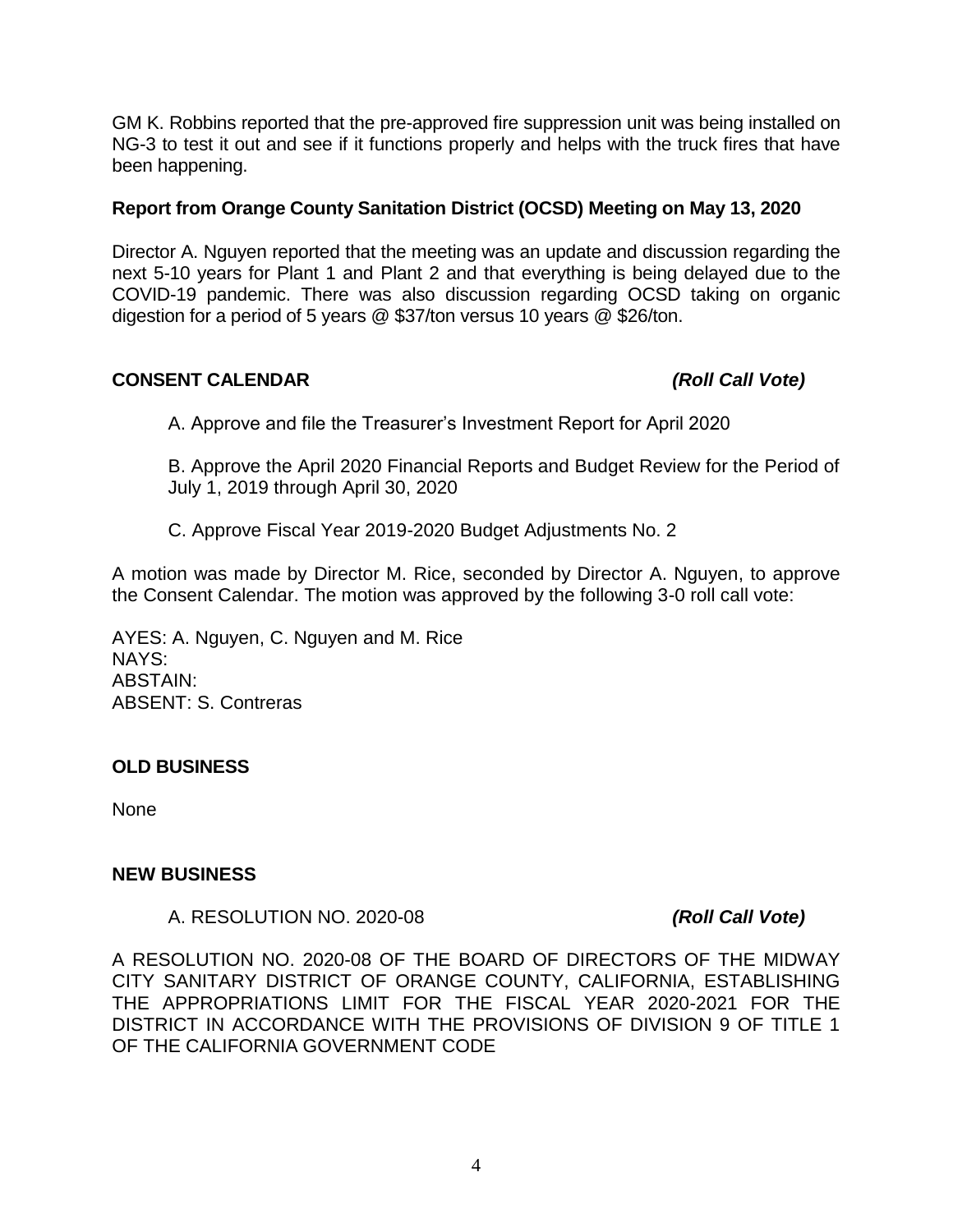GM K. Robbins reported that the pre-approved fire suppression unit was being installed on NG-3 to test it out and see if it functions properly and helps with the truck fires that have been happening.

**Report from Orange County Sanitation District (OCSD) Meeting on May 13, 2020**

Director A. Nguyen reported that the meeting was an update and discussion regarding the next 5-10 years for Plant 1 and Plant 2 and that everything is being delayed due to the COVID-19 pandemic. There was also discussion regarding OCSD taking on organic digestion for a period of 5 years @ $37/ton versus 10 years @ $26/ton.

**CONSENT CALENDAR** ***(Roll Call Vote)***

A. Approve and file the Treasurer's Investment Report for April 2020

B. Approve the April 2020 Financial Reports and Budget Review for the Period of July 1, 2019 through April 30, 2020

C. Approve Fiscal Year 2019-2020 Budget Adjustments No. 2

A motion was made by Director M. Rice, seconded by Director A. Nguyen, to approve the Consent Calendar. The motion was approved by the following 3-0 roll call vote:

AYES: A. Nguyen, C. Nguyen and M. Rice
NAYS:
ABSTAIN:
ABSENT: S. Contreras

**OLD BUSINESS**

None

**NEW BUSINESS**

A. RESOLUTION NO. 2020-08 ***(Roll Call Vote)***

A RESOLUTION NO. 2020-08 OF THE BOARD OF DIRECTORS OF THE MIDWAY CITY SANITARY DISTRICT OF ORANGE COUNTY, CALIFORNIA, ESTABLISHING THE APPROPRIATIONS LIMIT FOR THE FISCAL YEAR 2020-2021 FOR THE DISTRICT IN ACCORDANCE WITH THE PROVISIONS OF DIVISION 9 OF TITLE 1 OF THE CALIFORNIA GOVERNMENT CODE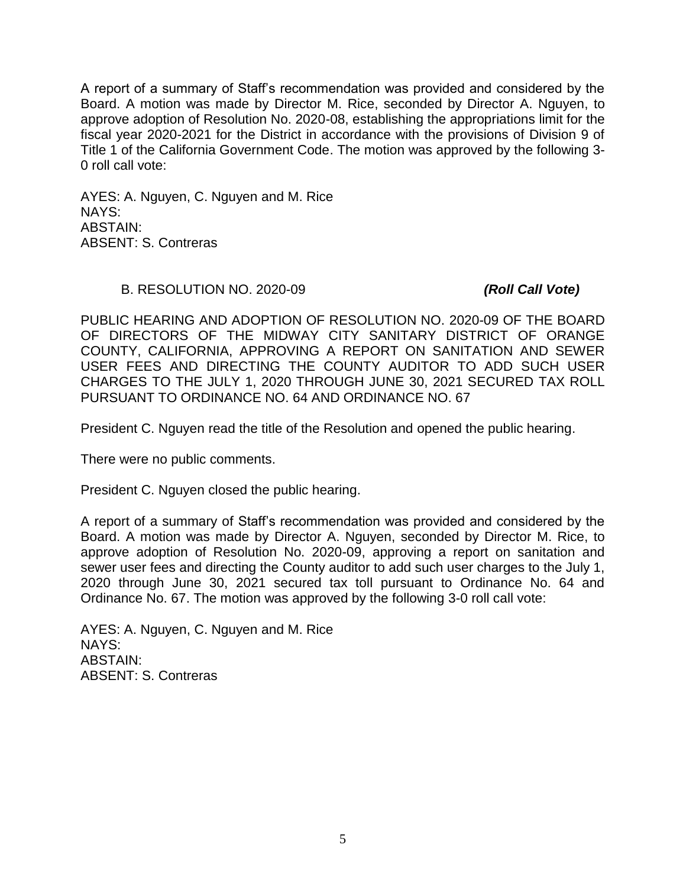A report of a summary of Staff's recommendation was provided and considered by the Board. A motion was made by Director M. Rice, seconded by Director A. Nguyen, to approve adoption of Resolution No. 2020-08, establishing the appropriations limit for the fiscal year 2020-2021 for the District in accordance with the provisions of Division 9 of Title 1 of the California Government Code. The motion was approved by the following 3-0 roll call vote:

AYES: A. Nguyen, C. Nguyen and M. Rice
NAYS:
ABSTAIN:
ABSENT: S. Contreras

B. RESOLUTION NO. 2020-09 ***(Roll Call Vote)***

PUBLIC HEARING AND ADOPTION OF RESOLUTION NO. 2020-09 OF THE BOARD OF DIRECTORS OF THE MIDWAY CITY SANITARY DISTRICT OF ORANGE COUNTY, CALIFORNIA, APPROVING A REPORT ON SANITATION AND SEWER USER FEES AND DIRECTING THE COUNTY AUDITOR TO ADD SUCH USER CHARGES TO THE JULY 1, 2020 THROUGH JUNE 30, 2021 SECURED TAX ROLL PURSUANT TO ORDINANCE NO. 64 AND ORDINANCE NO. 67

President C. Nguyen read the title of the Resolution and opened the public hearing.

There were no public comments.

President C. Nguyen closed the public hearing.

A report of a summary of Staff's recommendation was provided and considered by the Board. A motion was made by Director A. Nguyen, seconded by Director M. Rice, to approve adoption of Resolution No. 2020-09, approving a report on sanitation and sewer user fees and directing the County auditor to add such user charges to the July 1, 2020 through June 30, 2021 secured tax toll pursuant to Ordinance No. 64 and Ordinance No. 67. The motion was approved by the following 3-0 roll call vote:

AYES: A. Nguyen, C. Nguyen and M. Rice
NAYS:
ABSTAIN:
ABSENT: S. Contreras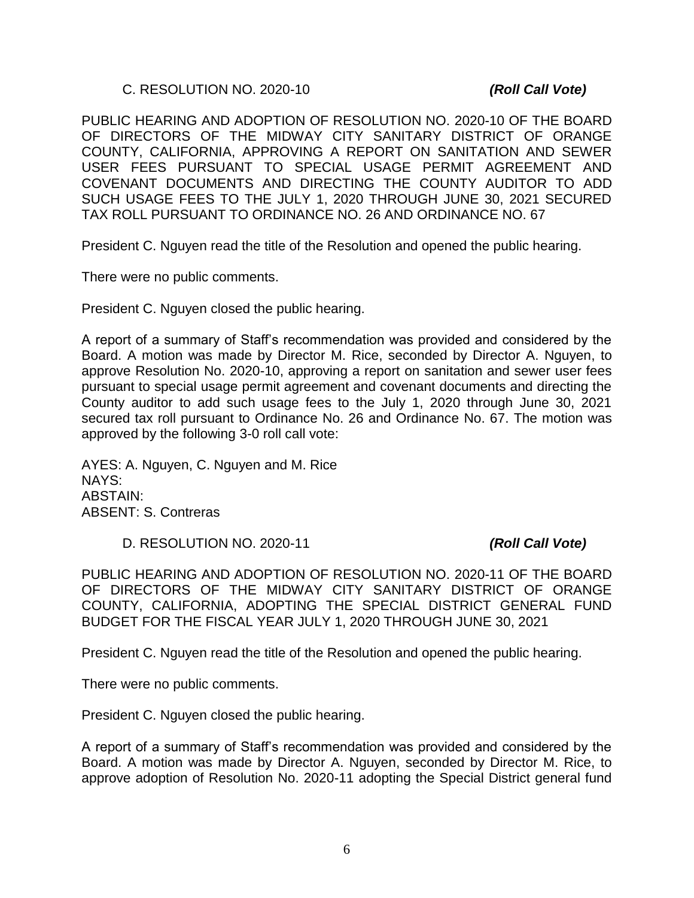C. RESOLUTION NO. 2020-10 ***(Roll Call Vote)***

PUBLIC HEARING AND ADOPTION OF RESOLUTION NO. 2020-10 OF THE BOARD OF DIRECTORS OF THE MIDWAY CITY SANITARY DISTRICT OF ORANGE COUNTY, CALIFORNIA, APPROVING A REPORT ON SANITATION AND SEWER USER FEES PURSUANT TO SPECIAL USAGE PERMIT AGREEMENT AND COVENANT DOCUMENTS AND DIRECTING THE COUNTY AUDITOR TO ADD SUCH USAGE FEES TO THE JULY 1, 2020 THROUGH JUNE 30, 2021 SECURED TAX ROLL PURSUANT TO ORDINANCE NO. 26 AND ORDINANCE NO. 67

President C. Nguyen read the title of the Resolution and opened the public hearing.

There were no public comments.

President C. Nguyen closed the public hearing.

A report of a summary of Staff's recommendation was provided and considered by the Board. A motion was made by Director M. Rice, seconded by Director A. Nguyen, to approve Resolution No. 2020-10, approving a report on sanitation and sewer user fees pursuant to special usage permit agreement and covenant documents and directing the County auditor to add such usage fees to the July 1, 2020 through June 30, 2021 secured tax roll pursuant to Ordinance No. 26 and Ordinance No. 67. The motion was approved by the following 3-0 roll call vote:

AYES: A. Nguyen, C. Nguyen and M. Rice
NAYS:
ABSTAIN:
ABSENT: S. Contreras

D. RESOLUTION NO. 2020-11 ***(Roll Call Vote)***

PUBLIC HEARING AND ADOPTION OF RESOLUTION NO. 2020-11 OF THE BOARD OF DIRECTORS OF THE MIDWAY CITY SANITARY DISTRICT OF ORANGE COUNTY, CALIFORNIA, ADOPTING THE SPECIAL DISTRICT GENERAL FUND BUDGET FOR THE FISCAL YEAR JULY 1, 2020 THROUGH JUNE 30, 2021

President C. Nguyen read the title of the Resolution and opened the public hearing.

There were no public comments.

President C. Nguyen closed the public hearing.

A report of a summary of Staff's recommendation was provided and considered by the Board. A motion was made by Director A. Nguyen, seconded by Director M. Rice, to approve adoption of Resolution No. 2020-11 adopting the Special District general fund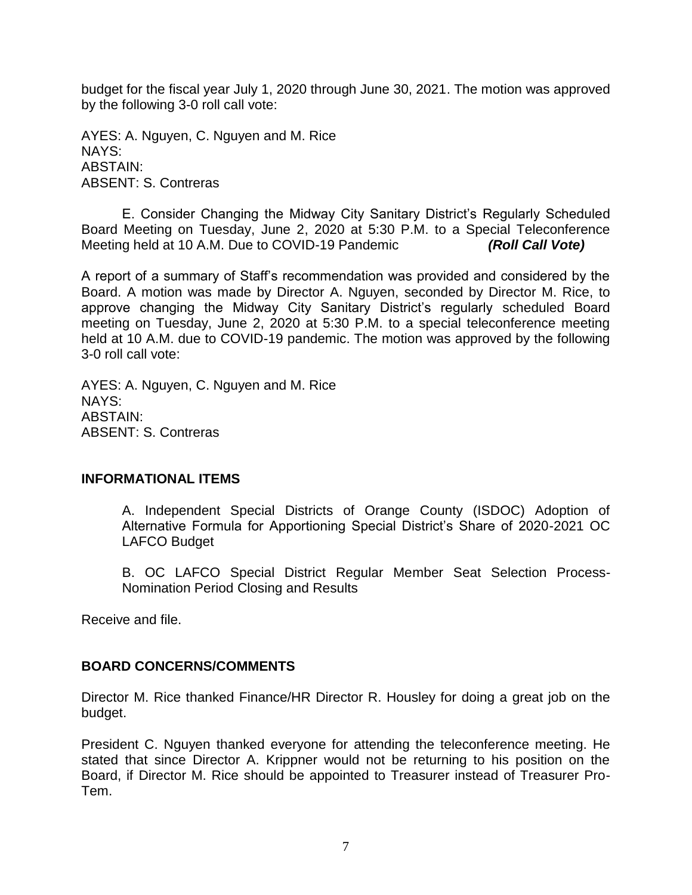budget for the fiscal year July 1, 2020 through June 30, 2021. The motion was approved by the following 3-0 roll call vote:

AYES: A. Nguyen, C. Nguyen and M. Rice
NAYS:
ABSTAIN:
ABSENT: S. Contreras

E. Consider Changing the Midway City Sanitary District's Regularly Scheduled Board Meeting on Tuesday, June 2, 2020 at 5:30 P.M. to a Special Teleconference Meeting held at 10 A.M. Due to COVID-19 Pandemic ***(Roll Call Vote)***

A report of a summary of Staff's recommendation was provided and considered by the Board. A motion was made by Director A. Nguyen, seconded by Director M. Rice, to approve changing the Midway City Sanitary District's regularly scheduled Board meeting on Tuesday, June 2, 2020 at 5:30 P.M. to a special teleconference meeting held at 10 A.M. due to COVID-19 pandemic. The motion was approved by the following 3-0 roll call vote:

AYES: A. Nguyen, C. Nguyen and M. Rice
NAYS:
ABSTAIN:
ABSENT: S. Contreras

## INFORMATIONAL ITEMS

A. Independent Special Districts of Orange County (ISDOC) Adoption of Alternative Formula for Apportioning Special District's Share of 2020-2021 OC LAFCO Budget

B. OC LAFCO Special District Regular Member Seat Selection Process-Nomination Period Closing and Results

Receive and file.

## BOARD CONCERNS/COMMENTS

Director M. Rice thanked Finance/HR Director R. Housley for doing a great job on the budget.

President C. Nguyen thanked everyone for attending the teleconference meeting. He stated that since Director A. Krippner would not be returning to his position on the Board, if Director M. Rice should be appointed to Treasurer instead of Treasurer Pro-Tem.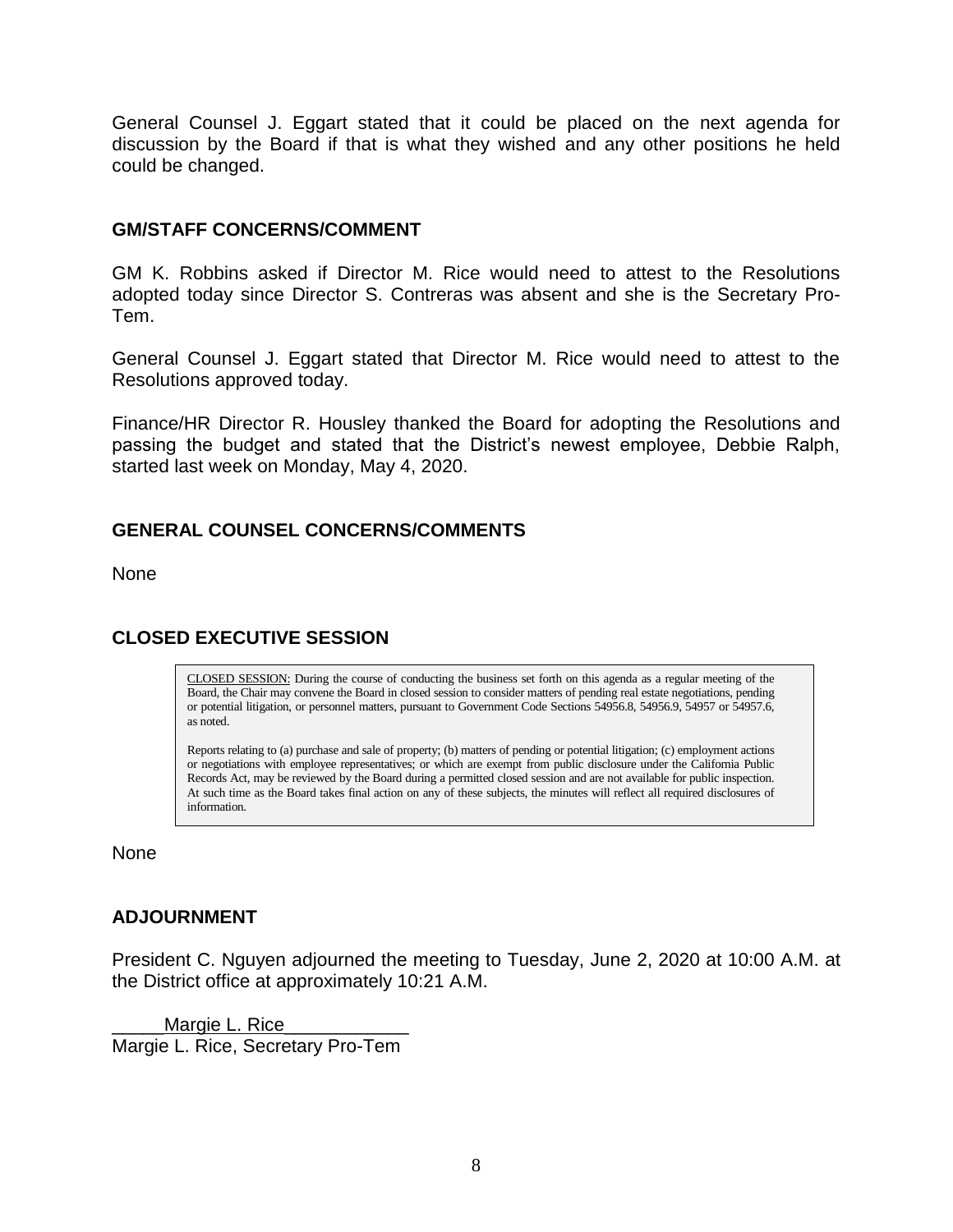General Counsel J. Eggart stated that it could be placed on the next agenda for discussion by the Board if that is what they wished and any other positions he held could be changed.

## GM/STAFF CONCERNS/COMMENT

GM K. Robbins asked if Director M. Rice would need to attest to the Resolutions adopted today since Director S. Contreras was absent and she is the Secretary Pro-Tem.

General Counsel J. Eggart stated that Director M. Rice would need to attest to the Resolutions approved today.

Finance/HR Director R. Housley thanked the Board for adopting the Resolutions and passing the budget and stated that the District's newest employee, Debbie Ralph, started last week on Monday, May 4, 2020.

## GENERAL COUNSEL CONCERNS/COMMENTS

None

## CLOSED EXECUTIVE SESSION

> CLOSED SESSION: During the course of conducting the business set forth on this agenda as a regular meeting of the Board, the Chair may convene the Board in closed session to consider matters of pending real estate negotiations, pending or potential litigation, or personnel matters, pursuant to Government Code Sections 54956.8, 54956.9, 54957 or 54957.6, as noted.
>
> Reports relating to (a) purchase and sale of property; (b) matters of pending or potential litigation; (c) employment actions or negotiations with employee representatives; or which are exempt from public disclosure under the California Public Records Act, may be reviewed by the Board during a permitted closed session and are not available for public inspection. At such time as the Board takes final action on any of these subjects, the minutes will reflect all required disclosures of information.

None

## ADJOURNMENT

President C. Nguyen adjourned the meeting to Tuesday, June 2, 2020 at 10:00 A.M. at the District office at approximately 10:21 A.M.

_____Margie L. Rice____________
Margie L. Rice, Secretary Pro-Tem